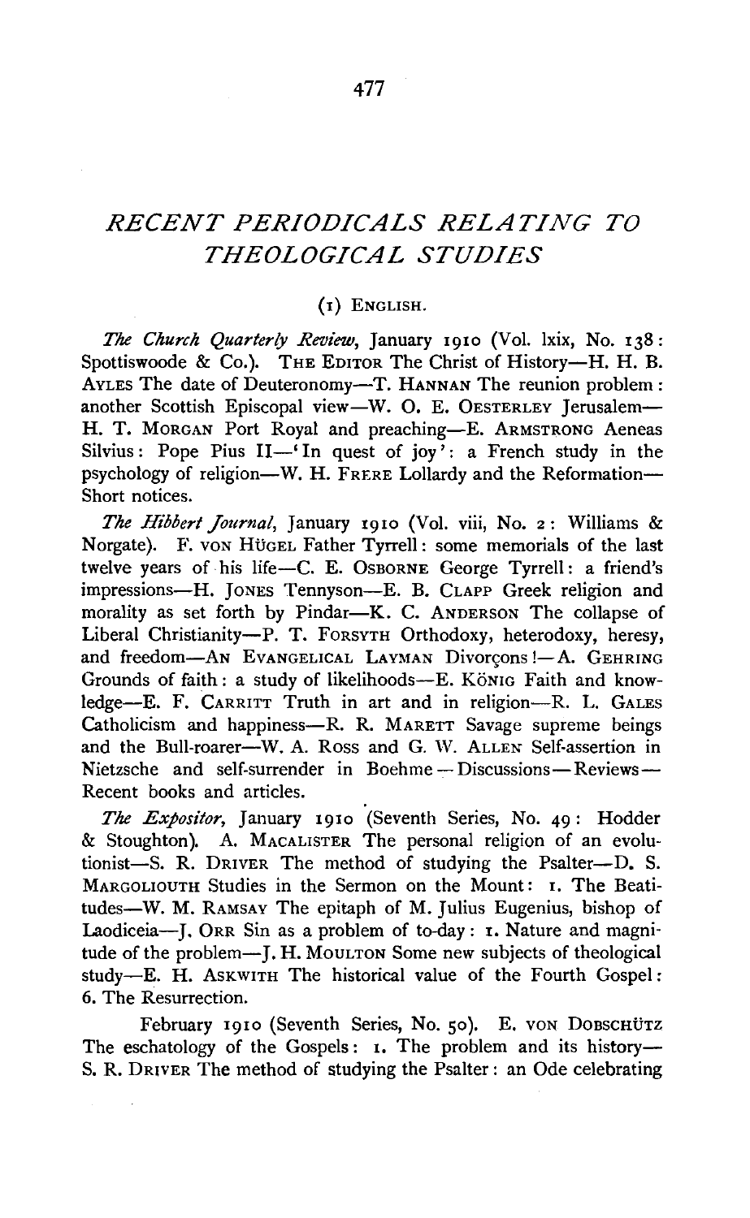# *RECENT PERIODICALS RELATING TO THEOLOGICAL STUDIES*

## (1) English.

*The Church Quarterly Review*, January 1910 (Vol. lxix, No. 138: Spottiswoode & Co.). The Editor The Christ of History—H. H. B. Ayles The date of Deuteronomy—T. Hannan The reunion problem: another Scottish Episcopal view—W. O. E. Oesterley Jerusalem—H. T. Morgan Port Royal and preaching—E. Armstrong Aeneas Silvius: Pope Pius II—'In quest of joy': a French study in the psychology of religion—W. H. Frere Lollardy and the Reformation—Short notices.

*The Hibbert Journal*, January 1910 (Vol. viii, No. 2: Williams & Norgate). F. von Hügel Father Tyrrell: some memorials of the last twelve years of his life—C. E. Osborne George Tyrrell: a friend's impressions—H. Jones Tennyson—E. B. Clapp Greek religion and morality as set forth by Pindar—K. C. Anderson The collapse of Liberal Christianity—P. T. Forsyth Orthodoxy, heterodoxy, heresy, and freedom—An Evangelical Layman Divorçons!—A. Gehring Grounds of faith: a study of likelihoods—E. König Faith and knowledge—E. F. Carritt Truth in art and in religion—R. L. Gales Catholicism and happiness—R. R. Marett Savage supreme beings and the Bull-roarer—W. A. Ross and G. W. Allen Self-assertion in Nietzsche and self-surrender in Boehme—Discussions—Reviews—Recent books and articles.

*The Expositor*, January 1910 (Seventh Series, No. 49: Hodder & Stoughton). A. Macalister The personal religion of an evolutionist—S. R. Driver The method of studying the Psalter—D. S. Margoliouth Studies in the Sermon on the Mount: 1. The Beatitudes—W. M. Ramsay The epitaph of M. Julius Eugenius, bishop of Laodiceia—J. Orr Sin as a problem of to-day: 1. Nature and magnitude of the problem—J. H. Moulton Some new subjects of theological study—E. H. Askwith The historical value of the Fourth Gospel: 6. The Resurrection.

February 1910 (Seventh Series, No. 50). E. von Dobschütz The eschatology of the Gospels: 1. The problem and its history—S. R. Driver The method of studying the Psalter: an Ode celebrating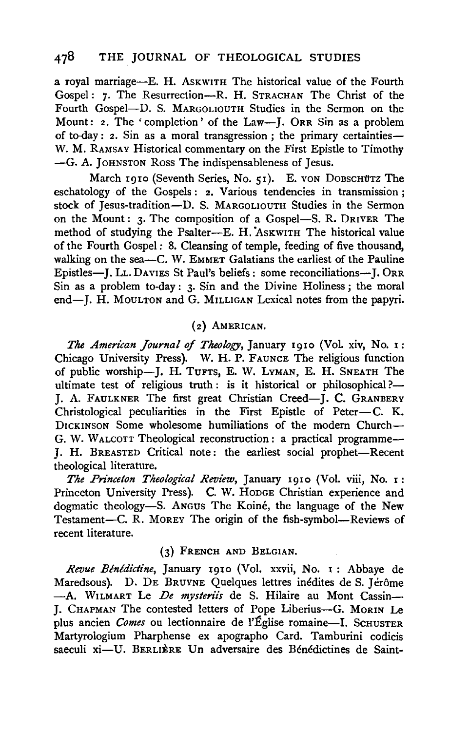a royal marriage—E. H. ASKWITH The historical value of the Fourth Gospel: 7. The Resurrection—R. H. STRACHAN The Christ of the Fourth Gospel—D. S. MARGOLIOUTH Studies in the Sermon on the Mount: 2. The 'completion' of the Law—J. ORR Sin as a problem of to-day: 2. Sin as a moral transgression; the primary certainties—W. M. RAMSAY Historical commentary on the First Epistle to Timothy—G. A. JOHNSTON ROSS The indispensableness of Jesus.

March 1910 (Seventh Series, No. 51). E. VON DOBSCHÜTZ The eschatology of the Gospels: 2. Various tendencies in transmission; stock of Jesus-tradition—D. S. MARGOLIOUTH Studies in the Sermon on the Mount: 3. The composition of a Gospel—S. R. DRIVER The method of studying the Psalter—E. H. ASKWITH The historical value of the Fourth Gospel: 8. Cleansing of temple, feeding of five thousand, walking on the sea—C. W. EMMET Galatians the earliest of the Pauline Epistles—J. LL. DAVIES St Paul's beliefs: some reconciliations—J. ORR Sin as a problem to-day: 3. Sin and the Divine Holiness; the moral end—J. H. MOULTON and G. MILLIGAN Lexical notes from the papyri.

## (2) AMERICAN.

*The American Journal of Theology*, January 1910 (Vol. xiv, No. 1: Chicago University Press). W. H. P. FAUNCE The religious function of public worship—J. H. TUFTS, E. W. LYMAN, E. H. SNEATH The ultimate test of religious truth: is it historical or philosophical?—J. A. FAULKNER The first great Christian Creed—J. C. GRANBERY Christological peculiarities in the First Epistle of Peter—C. K. DICKINSON Some wholesome humiliations of the modern Church—G. W. WALCOTT Theological reconstruction: a practical programme—J. H. BREASTED Critical note: the earliest social prophet—Recent theological literature.

*The Princeton Theological Review*, January 1910 (Vol. viii, No. 1: Princeton University Press). C. W. HODGE Christian experience and dogmatic theology—S. ANGUS The Koiné, the language of the New Testament—C. R. MOREY The origin of the fish-symbol—Reviews of recent literature.

## (3) FRENCH AND BELGIAN.

*Revue Bénédictine*, January 1910 (Vol. xxvii, No. 1: Abbaye de Maredsous). D. DE BRUYNE Quelques lettres inédites de S. Jérôme—A. WILMART Le *De mysteriis* de S. Hilaire au Mont Cassin—J. CHAPMAN The contested letters of Pope Liberius—G. MORIN Le plus ancien *Comes* ou lectionnaire de l'Église romaine—I. SCHUSTER Martyrologium Pharphense ex apographo Card. Tamburini codicis saeculi xi—U. BERLIÈRE Un adversaire des Bénédictines de Saint-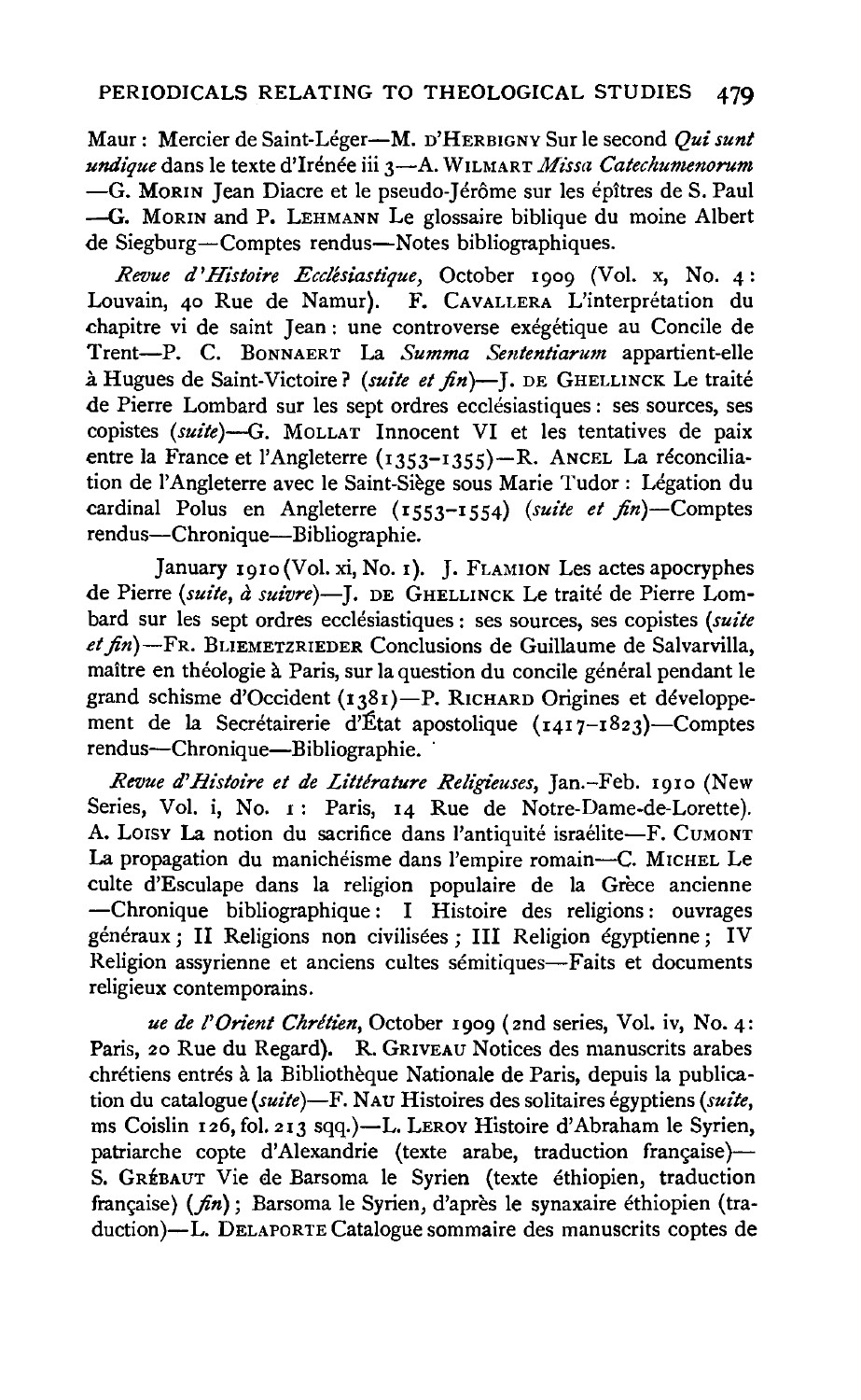Maur: Mercier de Saint-Léger—M. D'HERBIGNY Sur le second *Qui sunt undique* dans le texte d'Irénée iii 3—A. WILMART *Missa Catechumenorum* —G. MORIN Jean Diacre et le pseudo-Jérôme sur les épîtres de S. Paul —G. MORIN and P. LEHMANN Le glossaire biblique du moine Albert de Siegburg—Comptes rendus—Notes bibliographiques.

*Revue d'Histoire Ecclésiastique*, October 1909 (Vol. x, No. 4: Louvain, 40 Rue de Namur). F. CAVALLERA L'interprétation du chapitre vi de saint Jean: une controverse exégétique au Concile de Trent—P. C. BONNAERT La *Summa Sententiarum* appartient-elle à Hugues de Saint-Victoire? (*suite et fin*)—J. DE GHELLINCK Le traité de Pierre Lombard sur les sept ordres ecclésiastiques: ses sources, ses copistes (*suite*)—G. MOLLAT Innocent VI et les tentatives de paix entre la France et l'Angleterre (1353–1355)—R. ANCEL La réconciliation de l'Angleterre avec le Saint-Siège sous Marie Tudor: Légation du cardinal Polus en Angleterre (1553–1554) (*suite et fin*)—Comptes rendus—Chronique—Bibliographie.

January 1910 (Vol. xi, No. 1). J. FLAMION Les actes apocryphes de Pierre (*suite, à suivre*)—J. DE GHELLINCK Le traité de Pierre Lombard sur les sept ordres ecclésiastiques: ses sources, ses copistes (*suite et fin*)—FR. BLIEMETZRIEDER Conclusions de Guillaume de Salvarvilla, maître en théologie à Paris, sur la question du concile général pendant le grand schisme d'Occident (1381)—P. RICHARD Origines et développement de la Secrétairerie d'État apostolique (1417–1823)—Comptes rendus—Chronique—Bibliographie.

*Revue d'Histoire et de Littérature Religieuses*, Jan.–Feb. 1910 (New Series, Vol. i, No. 1: Paris, 14 Rue de Notre-Dame-de-Lorette). A. LOISY La notion du sacrifice dans l'antiquité israélite—F. CUMONT La propagation du manichéisme dans l'empire romain—C. MICHEL Le culte d'Esculape dans la religion populaire de la Grèce ancienne —Chronique bibliographique: I Histoire des religions: ouvrages généraux; II Religions non civilisées; III Religion égyptienne; IV Religion assyrienne et anciens cultes sémitiques—Faits et documents religieux contemporains.

*ue de l'Orient Chrétien*, October 1909 (2nd series, Vol. iv, No. 4: Paris, 20 Rue du Regard). R. GRIVEAU Notices des manuscrits arabes chrétiens entrés à la Bibliothèque Nationale de Paris, depuis la publication du catalogue (*suite*)—F. NAU Histoires des solitaires égyptiens (*suite*, ms Coislin 126, fol. 213 sqq.)—L. LEROY Histoire d'Abraham le Syrien, patriarche copte d'Alexandrie (texte arabe, traduction française)—S. GRÉBAUT Vie de Barsoma le Syrien (texte éthiopien, traduction française) (*fin*); Barsoma le Syrien, d'après le synaxaire éthiopien (traduction)—L. DELAPORTE Catalogue sommaire des manuscrits coptes de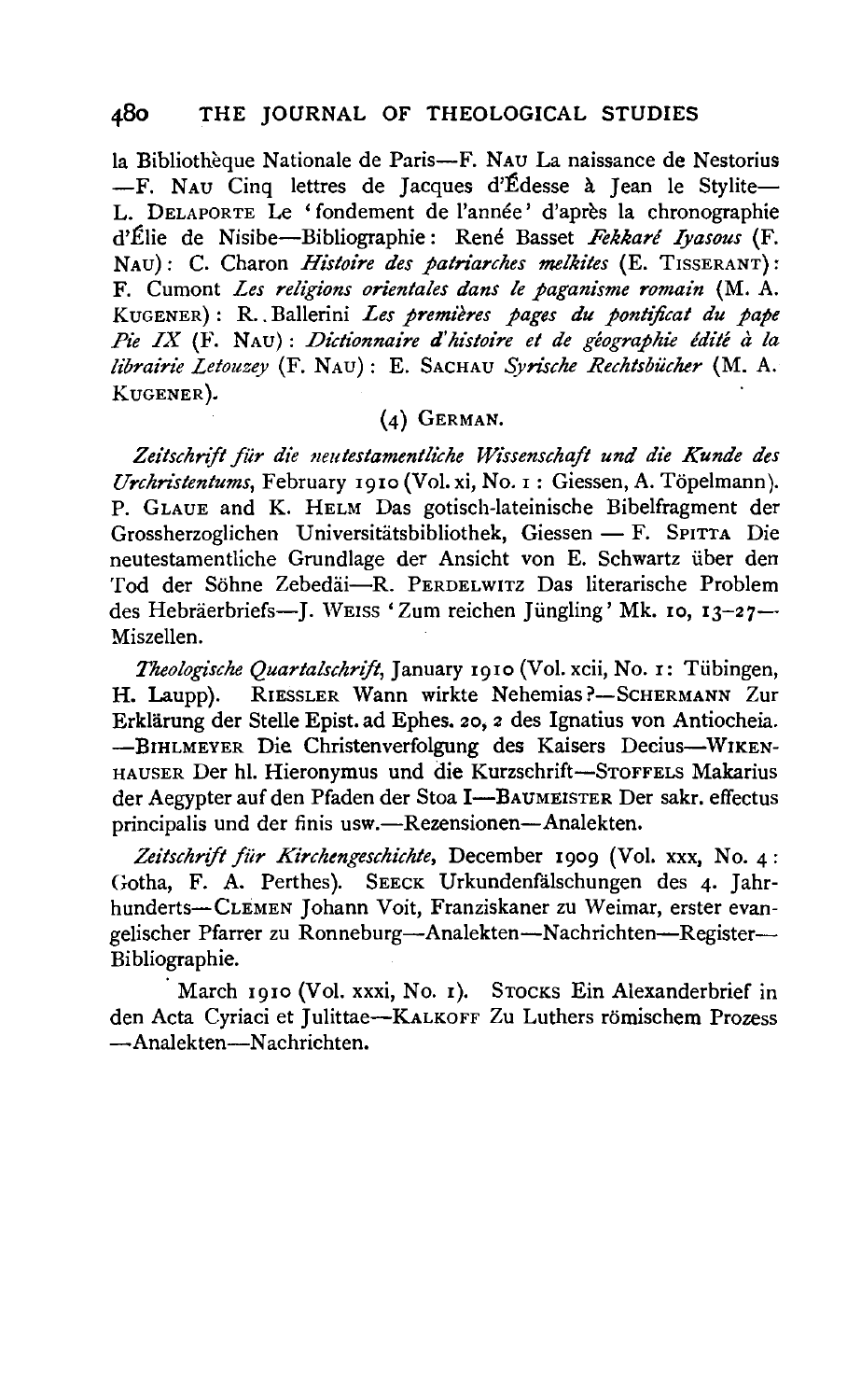la Bibliothèque Nationale de Paris—F. NAU La naissance de Nestorius —F. NAU Cinq lettres de Jacques d'Édesse à Jean le Stylite—L. DELAPORTE Le 'fondement de l'année' d'après la chronographie d'Élie de Nisibe—Bibliographie: René Basset *Fekkaré Iyasous* (F. NAU): C. Charon *Histoire des patriarches melkites* (E. TISSERANT): F. Cumont *Les religions orientales dans le paganisme romain* (M. A. KUGENER): R. Ballerini *Les premières pages du pontificat du pape Pie IX* (F. NAU): *Dictionnaire d'histoire et de géographie édité à la librairie Letouzey* (F. NAU): E. SACHAU *Syrische Rechtsbücher* (M. A. KUGENER).

### (4) GERMAN.

*Zeitschrift für die neutestamentliche Wissenschaft und die Kunde des Urchristentums*, February 1910 (Vol. xi, No. 1: Giessen, A. Töpelmann). P. GLAUE and K. HELM Das gotisch-lateinische Bibelfragment der Grossherzoglichen Universitätsbibliothek, Giessen — F. SPITTA Die neutestamentliche Grundlage der Ansicht von E. Schwartz über den Tod der Söhne Zebedäi—R. PERDELWITZ Das literarische Problem des Hebräerbriefs—J. WEISS 'Zum reichen Jüngling' Mk. 10, 13–27—Miszellen.

*Theologische Quartalschrift*, January 1910 (Vol. xcii, No. 1: Tübingen, H. Laupp). RIESSLER Wann wirkte Nehemias?—SCHERMANN Zur Erklärung der Stelle Epist. ad Ephes. 20, 2 des Ignatius von Antiocheia. —BIHLMEYER Die Christenverfolgung des Kaisers Decius—WIKENHAUSER Der hl. Hieronymus und die Kurzschrift—STOFFELS Makarius der Aegypter auf den Pfaden der Stoa I—BAUMEISTER Der sakr. effectus principalis und der finis usw.—Rezensionen—Analekten.

*Zeitschrift für Kirchengeschichte*, December 1909 (Vol. xxx, No. 4: Gotha, F. A. Perthes). SEECK Urkundenfälschungen des 4. Jahrhunderts—CLEMEN Johann Voit, Franziskaner zu Weimar, erster evangelischer Pfarrer zu Ronneburg—Analekten—Nachrichten—Register—Bibliographie.

March 1910 (Vol. xxxi, No. 1). STOCKS Ein Alexanderbrief in den Acta Cyriaci et Julittae—KALKOFF Zu Luthers römischem Prozess—Analekten—Nachrichten.